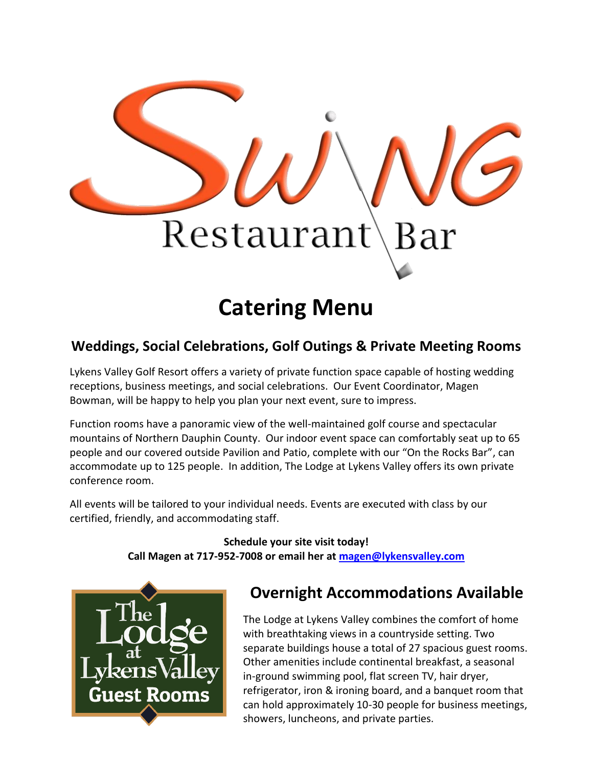# SWING Restaurant Bar

# Catering Menu

## Weddings, Social Celebrations, Golf Outings & Private Meeting Rooms

Lykens Valley Golf Resort offers a variety of private function space capable of hosting wedding receptions, business meetings, and social celebrations. Our Event Coordinator, Magen Bowman, will be happy to help you plan your next event, sure to impress.

Function rooms have a panoramic view of the well-maintained golf course and spectacular mountains of Northern Dauphin County. Our indoor event space can comfortably seat up to 65 people and our covered outside Pavilion and Patio, complete with our "On the Rocks Bar", can accommodate up to 125 people. In addition, The Lodge at Lykens Valley offers its own private conference room.

All events will be tailored to your individual needs. Events are executed with class by our certified, friendly, and accommodating staff.

**Schedule your site visit today!**
**Call Magen at 717-952-7008 or email her at [magen@lykensvalley.com](mailto:magen@lykensvalley.com)**

The Lodge at Lykens Valley Guest Rooms

## Overnight Accommodations Available

The Lodge at Lykens Valley combines the comfort of home with breathtaking views in a countryside setting. Two separate buildings house a total of 27 spacious guest rooms. Other amenities include continental breakfast, a seasonal in-ground swimming pool, flat screen TV, hair dryer, refrigerator, iron & ironing board, and a banquet room that can hold approximately 10-30 people for business meetings, showers, luncheons, and private parties.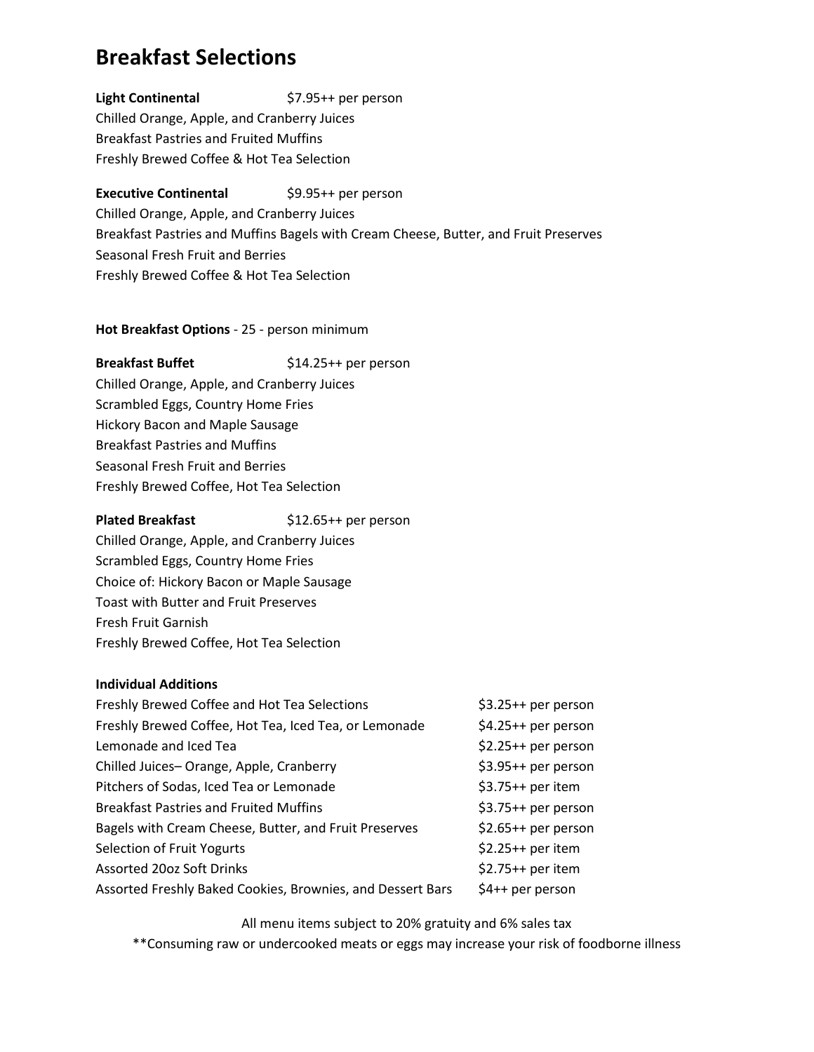# Breakfast Selections

**Light Continental** $7.95++ per person

Chilled Orange, Apple, and Cranberry Juices
Breakfast Pastries and Fruited Muffins
Freshly Brewed Coffee & Hot Tea Selection

**Executive Continental** $9.95++ per person

Chilled Orange, Apple, and Cranberry Juices
Breakfast Pastries and Muffins Bagels with Cream Cheese, Butter, and Fruit Preserves
Seasonal Fresh Fruit and Berries
Freshly Brewed Coffee & Hot Tea Selection

**Hot Breakfast Options** - 25 - person minimum

**Breakfast Buffet** $14.25++ per person

Chilled Orange, Apple, and Cranberry Juices
Scrambled Eggs, Country Home Fries
Hickory Bacon and Maple Sausage
Breakfast Pastries and Muffins
Seasonal Fresh Fruit and Berries
Freshly Brewed Coffee, Hot Tea Selection

**Plated Breakfast** $12.65++ per person

Chilled Orange, Apple, and Cranberry Juices
Scrambled Eggs, Country Home Fries
Choice of: Hickory Bacon or Maple Sausage
Toast with Butter and Fruit Preserves
Fresh Fruit Garnish
Freshly Brewed Coffee, Hot Tea Selection

**Individual Additions**

| | |
|---|---|
| Freshly Brewed Coffee and Hot Tea Selections | $3.25++ per person |
| Freshly Brewed Coffee, Hot Tea, Iced Tea, or Lemonade | $4.25++ per person |
| Lemonade and Iced Tea | $2.25++ per person |
| Chilled Juices– Orange, Apple, Cranberry | $3.95++ per person |
| Pitchers of Sodas, Iced Tea or Lemonade | $3.75++ per item |
| Breakfast Pastries and Fruited Muffins | $3.75++ per person |
| Bagels with Cream Cheese, Butter, and Fruit Preserves | $2.65++ per person |
| Selection of Fruit Yogurts | $2.25++ per item |
| Assorted 20oz Soft Drinks | $2.75++ per item |
| Assorted Freshly Baked Cookies, Brownies, and Dessert Bars | $4++ per person |

All menu items subject to 20% gratuity and 6% sales tax

**Consuming raw or undercooked meats or eggs may increase your risk of foodborne illness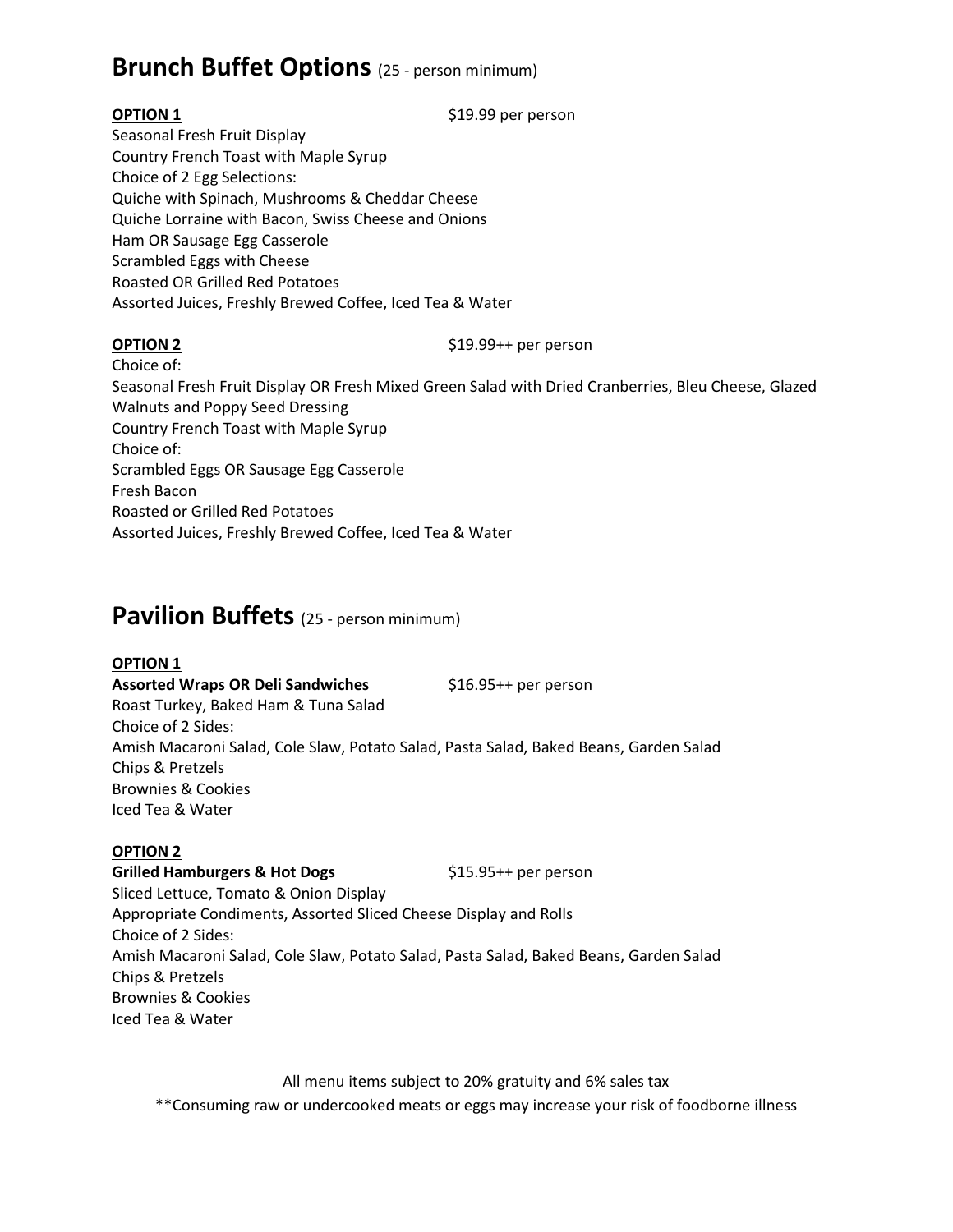# Brunch Buffet Options (25 - person minimum)

**OPTION 1** $19.99 per person

Seasonal Fresh Fruit Display
Country French Toast with Maple Syrup
Choice of 2 Egg Selections:
Quiche with Spinach, Mushrooms & Cheddar Cheese
Quiche Lorraine with Bacon, Swiss Cheese and Onions
Ham OR Sausage Egg Casserole
Scrambled Eggs with Cheese
Roasted OR Grilled Red Potatoes
Assorted Juices, Freshly Brewed Coffee, Iced Tea & Water

**OPTION 2** $19.99++ per person

Choice of:
Seasonal Fresh Fruit Display OR Fresh Mixed Green Salad with Dried Cranberries, Bleu Cheese, Glazed Walnuts and Poppy Seed Dressing
Country French Toast with Maple Syrup
Choice of:
Scrambled Eggs OR Sausage Egg Casserole
Fresh Bacon
Roasted or Grilled Red Potatoes
Assorted Juices, Freshly Brewed Coffee, Iced Tea & Water

# Pavilion Buffets (25 - person minimum)

**OPTION 1**

**Assorted Wraps OR Deli Sandwiches** $16.95++ per person

Roast Turkey, Baked Ham & Tuna Salad
Choice of 2 Sides:
Amish Macaroni Salad, Cole Slaw, Potato Salad, Pasta Salad, Baked Beans, Garden Salad
Chips & Pretzels
Brownies & Cookies
Iced Tea & Water

**OPTION 2**

**Grilled Hamburgers & Hot Dogs** $15.95++ per person

Sliced Lettuce, Tomato & Onion Display
Appropriate Condiments, Assorted Sliced Cheese Display and Rolls
Choice of 2 Sides:
Amish Macaroni Salad, Cole Slaw, Potato Salad, Pasta Salad, Baked Beans, Garden Salad
Chips & Pretzels
Brownies & Cookies
Iced Tea & Water

All menu items subject to 20% gratuity and 6% sales tax

**Consuming raw or undercooked meats or eggs may increase your risk of foodborne illness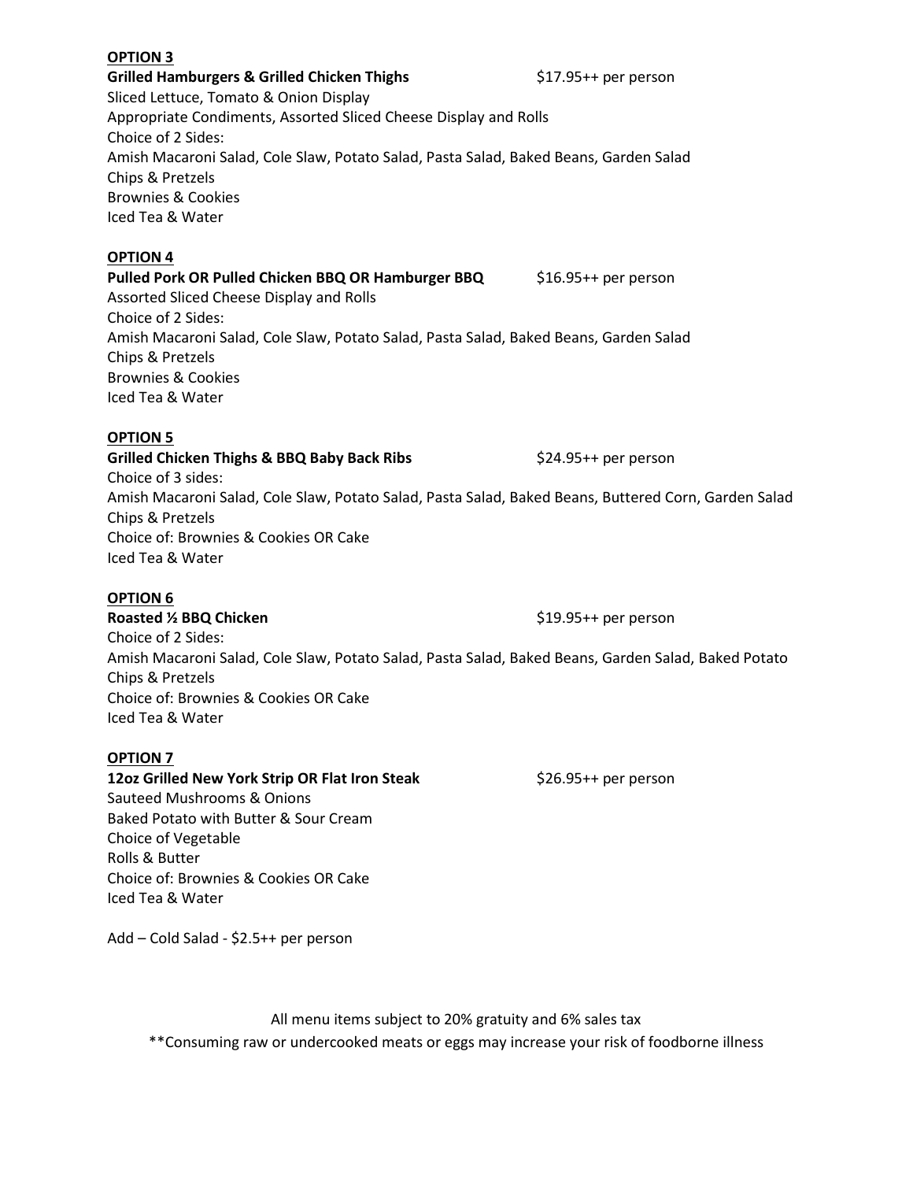**OPTION 3**

**Grilled Hamburgers & Grilled Chicken Thighs** $17.95++ per person

Sliced Lettuce, Tomato & Onion Display
Appropriate Condiments, Assorted Sliced Cheese Display and Rolls
Choice of 2 Sides:
Amish Macaroni Salad, Cole Slaw, Potato Salad, Pasta Salad, Baked Beans, Garden Salad
Chips & Pretzels
Brownies & Cookies
Iced Tea & Water

**OPTION 4**

**Pulled Pork OR Pulled Chicken BBQ OR Hamburger BBQ** $16.95++ per person

Assorted Sliced Cheese Display and Rolls
Choice of 2 Sides:
Amish Macaroni Salad, Cole Slaw, Potato Salad, Pasta Salad, Baked Beans, Garden Salad
Chips & Pretzels
Brownies & Cookies
Iced Tea & Water

**OPTION 5**

**Grilled Chicken Thighs & BBQ Baby Back Ribs** $24.95++ per person

Choice of 3 sides:
Amish Macaroni Salad, Cole Slaw, Potato Salad, Pasta Salad, Baked Beans, Buttered Corn, Garden Salad
Chips & Pretzels
Choice of: Brownies & Cookies OR Cake
Iced Tea & Water

**OPTION 6**

**Roasted ½ BBQ Chicken** $19.95++ per person

Choice of 2 Sides:
Amish Macaroni Salad, Cole Slaw, Potato Salad, Pasta Salad, Baked Beans, Garden Salad, Baked Potato
Chips & Pretzels
Choice of: Brownies & Cookies OR Cake
Iced Tea & Water

**OPTION 7**

**12oz Grilled New York Strip OR Flat Iron Steak** $26.95++ per person

Sauteed Mushrooms & Onions
Baked Potato with Butter & Sour Cream
Choice of Vegetable
Rolls & Butter
Choice of: Brownies & Cookies OR Cake
Iced Tea & Water

Add – Cold Salad - $2.5++ per person

All menu items subject to 20% gratuity and 6% sales tax

**Consuming raw or undercooked meats or eggs may increase your risk of foodborne illness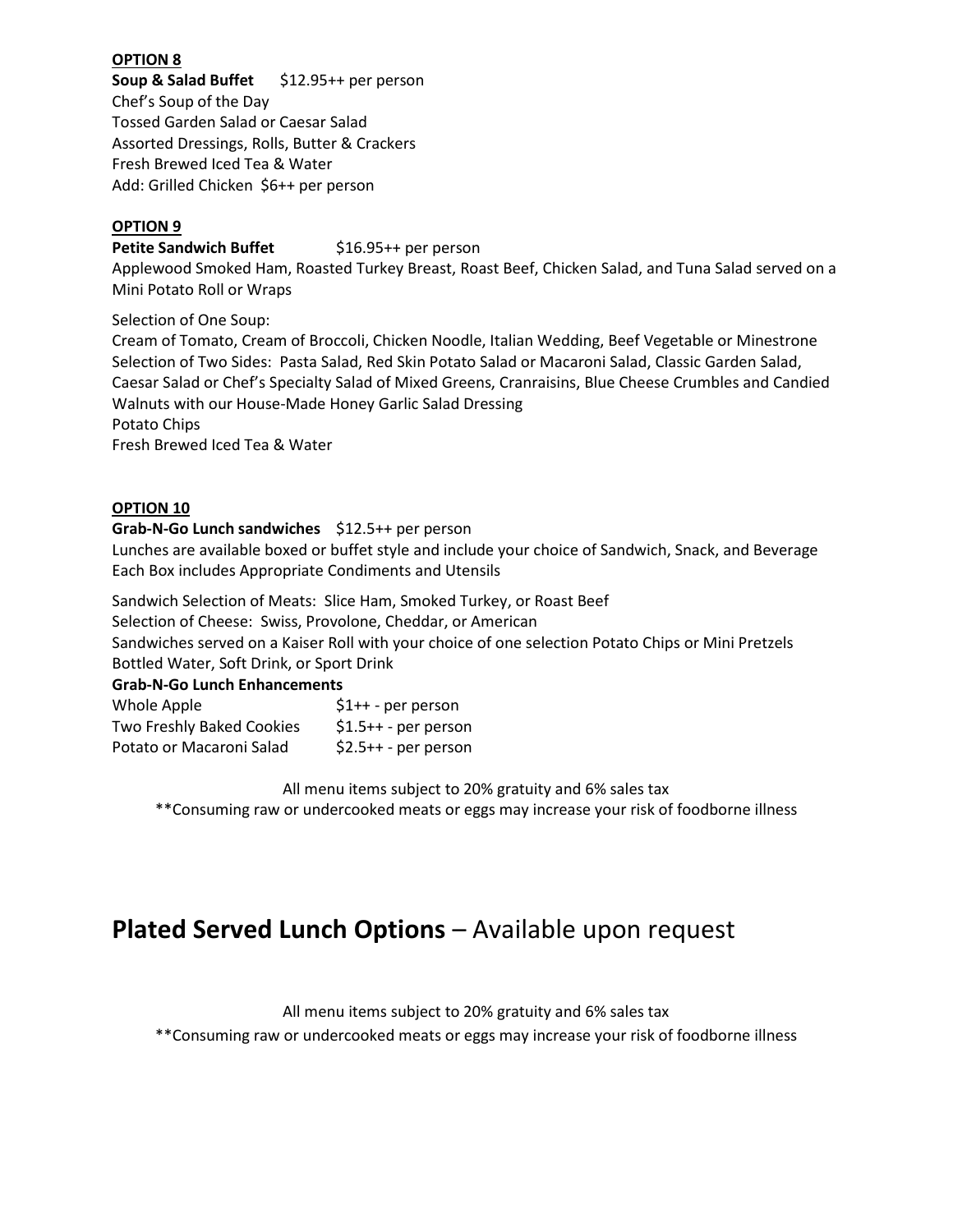**OPTION 8**

**Soup & Salad Buffet** $12.95++ per person

Chef's Soup of the Day
Tossed Garden Salad or Caesar Salad
Assorted Dressings, Rolls, Butter & Crackers
Fresh Brewed Iced Tea & Water
Add: Grilled Chicken $6++ per person

**OPTION 9**

**Petite Sandwich Buffet** $16.95++ per person

Applewood Smoked Ham, Roasted Turkey Breast, Roast Beef, Chicken Salad, and Tuna Salad served on a Mini Potato Roll or Wraps

Selection of One Soup:
Cream of Tomato, Cream of Broccoli, Chicken Noodle, Italian Wedding, Beef Vegetable or Minestrone
Selection of Two Sides: Pasta Salad, Red Skin Potato Salad or Macaroni Salad, Classic Garden Salad, Caesar Salad or Chef's Specialty Salad of Mixed Greens, Cranraisins, Blue Cheese Crumbles and Candied Walnuts with our House-Made Honey Garlic Salad Dressing
Potato Chips
Fresh Brewed Iced Tea & Water

**OPTION 10**

**Grab-N-Go Lunch sandwiches** $12.5++ per person

Lunches are available boxed or buffet style and include your choice of Sandwich, Snack, and Beverage
Each Box includes Appropriate Condiments and Utensils

Sandwich Selection of Meats: Slice Ham, Smoked Turkey, or Roast Beef
Selection of Cheese: Swiss, Provolone, Cheddar, or American
Sandwiches served on a Kaiser Roll with your choice of one selection Potato Chips or Mini Pretzels
Bottled Water, Soft Drink, or Sport Drink

**Grab-N-Go Lunch Enhancements**

| | |
|---|---|
| Whole Apple | $1++ - per person |
| Two Freshly Baked Cookies | $1.5++ - per person |
| Potato or Macaroni Salad | $2.5++ - per person |

All menu items subject to 20% gratuity and 6% sales tax
**Consuming raw or undercooked meats or eggs may increase your risk of foodborne illness

# **Plated Served Lunch Options** – Available upon request

All menu items subject to 20% gratuity and 6% sales tax
**Consuming raw or undercooked meats or eggs may increase your risk of foodborne illness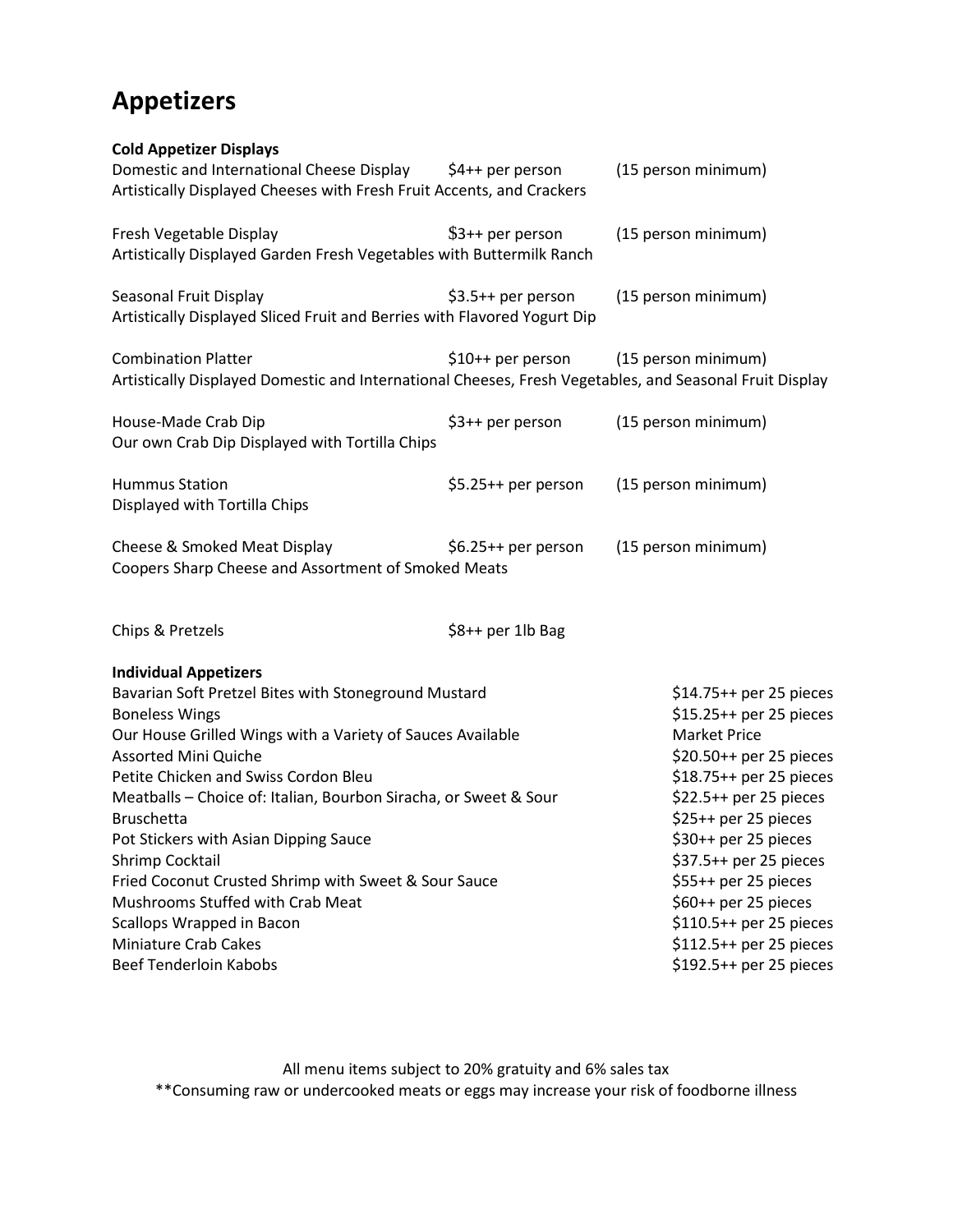# Appetizers

**Cold Appetizer Displays**

| Item | Price | Minimum |
|---|---|---|
| Domestic and International Cheese Display<br>Artistically Displayed Cheeses with Fresh Fruit Accents, and Crackers | $4++ per person | (15 person minimum) |
| Fresh Vegetable Display<br>Artistically Displayed Garden Fresh Vegetables with Buttermilk Ranch | $3++ per person | (15 person minimum) |
| Seasonal Fruit Display<br>Artistically Displayed Sliced Fruit and Berries with Flavored Yogurt Dip | $3.5++ per person | (15 person minimum) |
| Combination Platter<br>Artistically Displayed Domestic and International Cheeses, Fresh Vegetables, and Seasonal Fruit Display | $10++ per person | (15 person minimum) |
| House-Made Crab Dip<br>Our own Crab Dip Displayed with Tortilla Chips | $3++ per person | (15 person minimum) |
| Hummus Station<br>Displayed with Tortilla Chips | $5.25++ per person | (15 person minimum) |
| Cheese & Smoked Meat Display<br>Coopers Sharp Cheese and Assortment of Smoked Meats | $6.25++ per person | (15 person minimum) |
| Chips & Pretzels | $8++ per 1lb Bag | |

**Individual Appetizers**

| Item | Price |
|---|---|
| Bavarian Soft Pretzel Bites with Stoneground Mustard | $14.75++ per 25 pieces |
| Boneless Wings | $15.25++ per 25 pieces |
| Our House Grilled Wings with a Variety of Sauces Available | Market Price |
| Assorted Mini Quiche | $20.50++ per 25 pieces |
| Petite Chicken and Swiss Cordon Bleu | $18.75++ per 25 pieces |
| Meatballs – Choice of: Italian, Bourbon Siracha, or Sweet & Sour | $22.5++ per 25 pieces |
| Bruschetta | $25++ per 25 pieces |
| Pot Stickers with Asian Dipping Sauce | $30++ per 25 pieces |
| Shrimp Cocktail | $37.5++ per 25 pieces |
| Fried Coconut Crusted Shrimp with Sweet & Sour Sauce | $55++ per 25 pieces |
| Mushrooms Stuffed with Crab Meat | $60++ per 25 pieces |
| Scallops Wrapped in Bacon | $110.5++ per 25 pieces |
| Miniature Crab Cakes | $112.5++ per 25 pieces |
| Beef Tenderloin Kabobs | $192.5++ per 25 pieces |

All menu items subject to 20% gratuity and 6% sales tax

**Consuming raw or undercooked meats or eggs may increase your risk of foodborne illness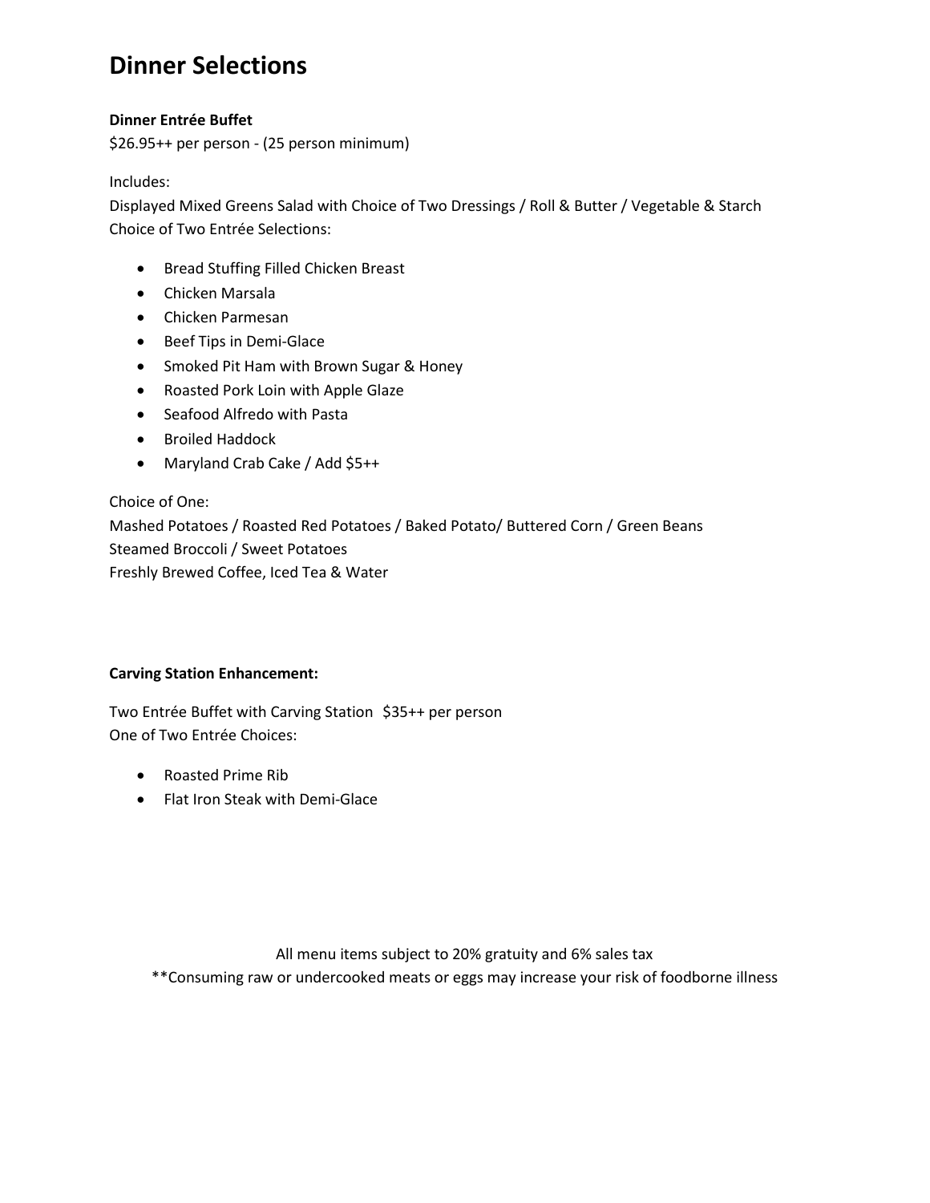# Dinner Selections

**Dinner Entrée Buffet**

$26.95++ per person - (25 person minimum)

Includes:

Displayed Mixed Greens Salad with Choice of Two Dressings / Roll & Butter / Vegetable & Starch
Choice of Two Entrée Selections:

- Bread Stuffing Filled Chicken Breast
- Chicken Marsala
- Chicken Parmesan
- Beef Tips in Demi-Glace
- Smoked Pit Ham with Brown Sugar & Honey
- Roasted Pork Loin with Apple Glaze
- Seafood Alfredo with Pasta
- Broiled Haddock
- Maryland Crab Cake / Add $5++

Choice of One:

Mashed Potatoes / Roasted Red Potatoes / Baked Potato/ Buttered Corn / Green Beans
Steamed Broccoli / Sweet Potatoes
Freshly Brewed Coffee, Iced Tea & Water

**Carving Station Enhancement:**

Two Entrée Buffet with Carving Station $35++ per person
One of Two Entrée Choices:

- Roasted Prime Rib
- Flat Iron Steak with Demi-Glace

All menu items subject to 20% gratuity and 6% sales tax

**Consuming raw or undercooked meats or eggs may increase your risk of foodborne illness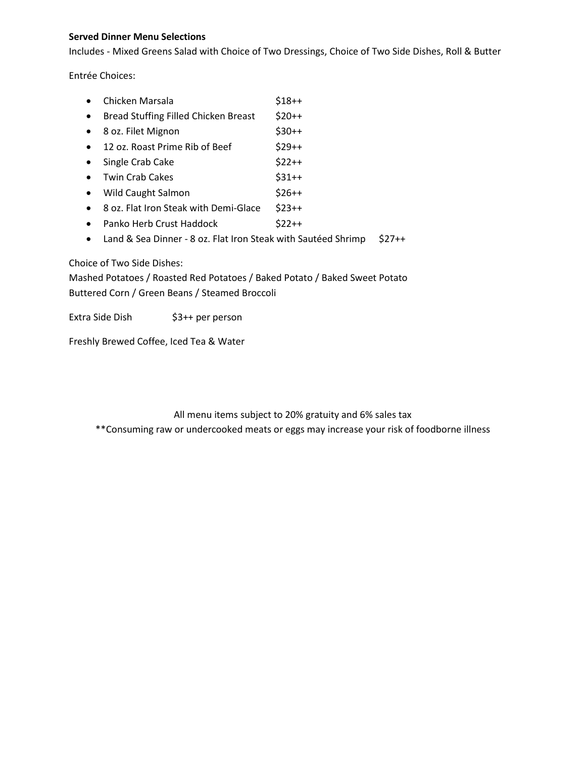**Served Dinner Menu Selections**

Includes - Mixed Greens Salad with Choice of Two Dressings, Choice of Two Side Dishes, Roll & Butter

Entrée Choices:

- Chicken Marsala $18++
- Bread Stuffing Filled Chicken Breast $20++
- 8 oz. Filet Mignon $30++
- 12 oz. Roast Prime Rib of Beef $29++
- Single Crab Cake $22++
- Twin Crab Cakes $31++
- Wild Caught Salmon $26++
- 8 oz. Flat Iron Steak with Demi-Glace $23++
- Panko Herb Crust Haddock $22++
- Land & Sea Dinner - 8 oz. Flat Iron Steak with Sautéed Shrimp $27++

Choice of Two Side Dishes:

Mashed Potatoes / Roasted Red Potatoes / Baked Potato / Baked Sweet Potato

Buttered Corn / Green Beans / Steamed Broccoli

Extra Side Dish $3++ per person

Freshly Brewed Coffee, Iced Tea & Water

All menu items subject to 20% gratuity and 6% sales tax

**Consuming raw or undercooked meats or eggs may increase your risk of foodborne illness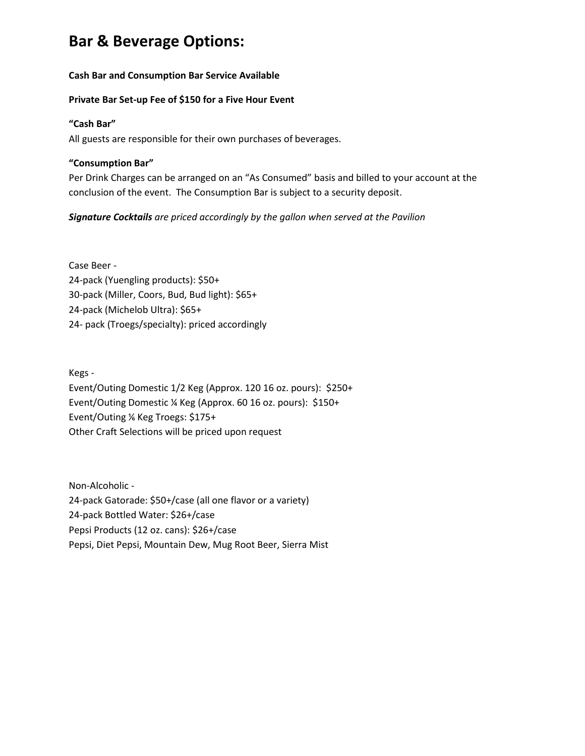# Bar & Beverage Options:

**Cash Bar and Consumption Bar Service Available**

**Private Bar Set-up Fee of $150 for a Five Hour Event**

**"Cash Bar"**
All guests are responsible for their own purchases of beverages.

**"Consumption Bar"**
Per Drink Charges can be arranged on an "As Consumed" basis and billed to your account at the conclusion of the event. The Consumption Bar is subject to a security deposit.

***Signature Cocktails*** *are priced accordingly by the gallon when served at the Pavilion*

Case Beer -
24-pack (Yuengling products): $50+
30-pack (Miller, Coors, Bud, Bud light): $65+
24-pack (Michelob Ultra): $65+
24- pack (Troegs/specialty): priced accordingly

Kegs -
Event/Outing Domestic 1/2 Keg (Approx. 120 16 oz. pours): $250+
Event/Outing Domestic ¼ Keg (Approx. 60 16 oz. pours): $150+
Event/Outing ⅙ Keg Troegs: $175+
Other Craft Selections will be priced upon request

Non-Alcoholic -
24-pack Gatorade: $50+/case (all one flavor or a variety)
24-pack Bottled Water: $26+/case
Pepsi Products (12 oz. cans): $26+/case
Pepsi, Diet Pepsi, Mountain Dew, Mug Root Beer, Sierra Mist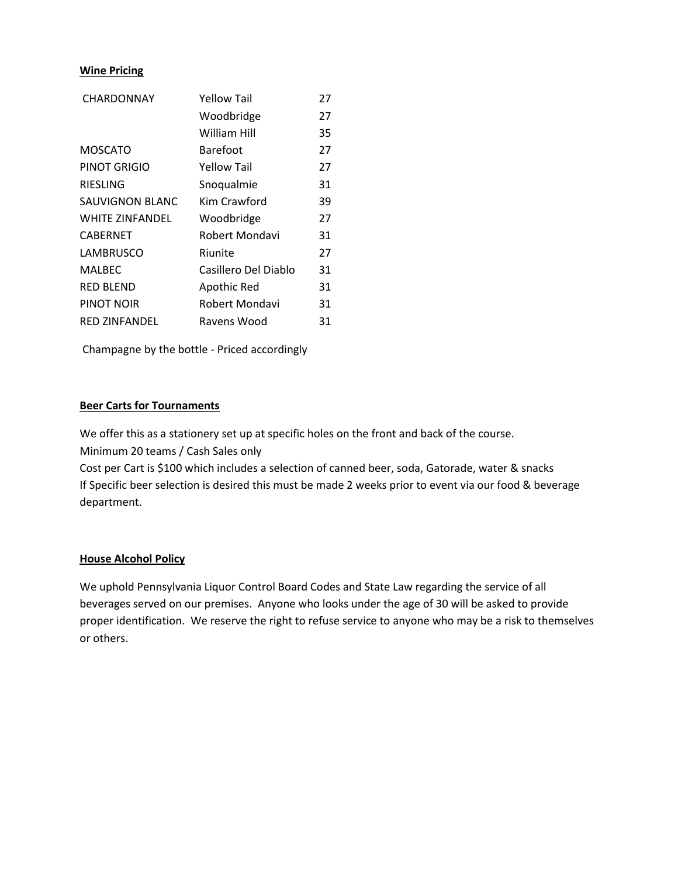**Wine Pricing**

| | | |
|---|---|---|
| CHARDONNAY | Yellow Tail | 27 |
| | Woodbridge | 27 |
| | William Hill | 35 |
| MOSCATO | Barefoot | 27 |
| PINOT GRIGIO | Yellow Tail | 27 |
| RIESLING | Snoqualmie | 31 |
| SAUVIGNON BLANC | Kim Crawford | 39 |
| WHITE ZINFANDEL | Woodbridge | 27 |
| CABERNET | Robert Mondavi | 31 |
| LAMBRUSCO | Riunite | 27 |
| MALBEC | Casillero Del Diablo | 31 |
| RED BLEND | Apothic Red | 31 |
| PINOT NOIR | Robert Mondavi | 31 |
| RED ZINFANDEL | Ravens Wood | 31 |

Champagne by the bottle - Priced accordingly

**Beer Carts for Tournaments**

We offer this as a stationery set up at specific holes on the front and back of the course.
Minimum 20 teams / Cash Sales only
Cost per Cart is $100 which includes a selection of canned beer, soda, Gatorade, water & snacks
If Specific beer selection is desired this must be made 2 weeks prior to event via our food & beverage department.

**House Alcohol Policy**

We uphold Pennsylvania Liquor Control Board Codes and State Law regarding the service of all beverages served on our premises. Anyone who looks under the age of 30 will be asked to provide proper identification. We reserve the right to refuse service to anyone who may be a risk to themselves or others.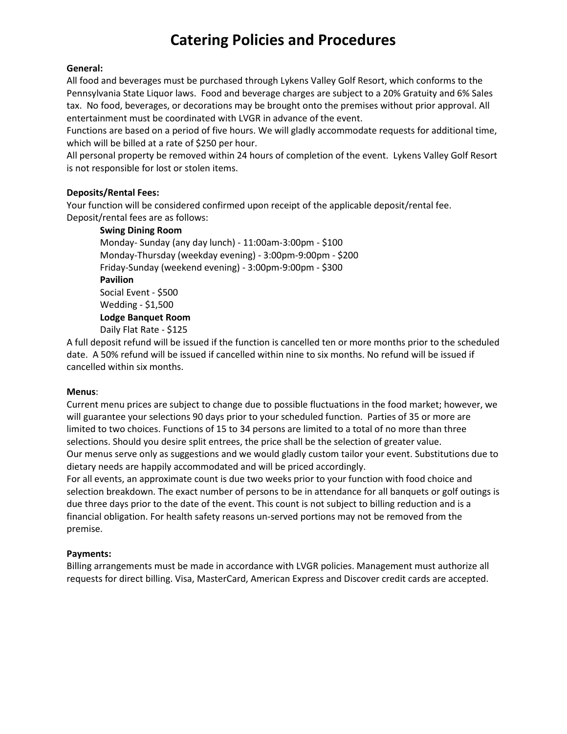# Catering Policies and Procedures

**General:**

All food and beverages must be purchased through Lykens Valley Golf Resort, which conforms to the Pennsylvania State Liquor laws. Food and beverage charges are subject to a 20% Gratuity and 6% Sales tax. No food, beverages, or decorations may be brought onto the premises without prior approval. All entertainment must be coordinated with LVGR in advance of the event.

Functions are based on a period of five hours. We will gladly accommodate requests for additional time, which will be billed at a rate of $250 per hour.

All personal property be removed within 24 hours of completion of the event. Lykens Valley Golf Resort is not responsible for lost or stolen items.

**Deposits/Rental Fees:**

Your function will be considered confirmed upon receipt of the applicable deposit/rental fee. Deposit/rental fees are as follows:

**Swing Dining Room**
Monday- Sunday (any day lunch) - 11:00am-3:00pm - $100
Monday-Thursday (weekday evening) - 3:00pm-9:00pm - $200
Friday-Sunday (weekend evening) - 3:00pm-9:00pm - $300

**Pavilion**
Social Event - $500
Wedding - $1,500

**Lodge Banquet Room**
Daily Flat Rate - $125

A full deposit refund will be issued if the function is cancelled ten or more months prior to the scheduled date. A 50% refund will be issued if cancelled within nine to six months. No refund will be issued if cancelled within six months.

**Menus**:

Current menu prices are subject to change due to possible fluctuations in the food market; however, we will guarantee your selections 90 days prior to your scheduled function. Parties of 35 or more are limited to two choices. Functions of 15 to 34 persons are limited to a total of no more than three selections. Should you desire split entrees, the price shall be the selection of greater value.

Our menus serve only as suggestions and we would gladly custom tailor your event. Substitutions due to dietary needs are happily accommodated and will be priced accordingly.

For all events, an approximate count is due two weeks prior to your function with food choice and selection breakdown. The exact number of persons to be in attendance for all banquets or golf outings is due three days prior to the date of the event. This count is not subject to billing reduction and is a financial obligation. For health safety reasons un-served portions may not be removed from the premise.

**Payments:**

Billing arrangements must be made in accordance with LVGR policies. Management must authorize all requests for direct billing. Visa, MasterCard, American Express and Discover credit cards are accepted.